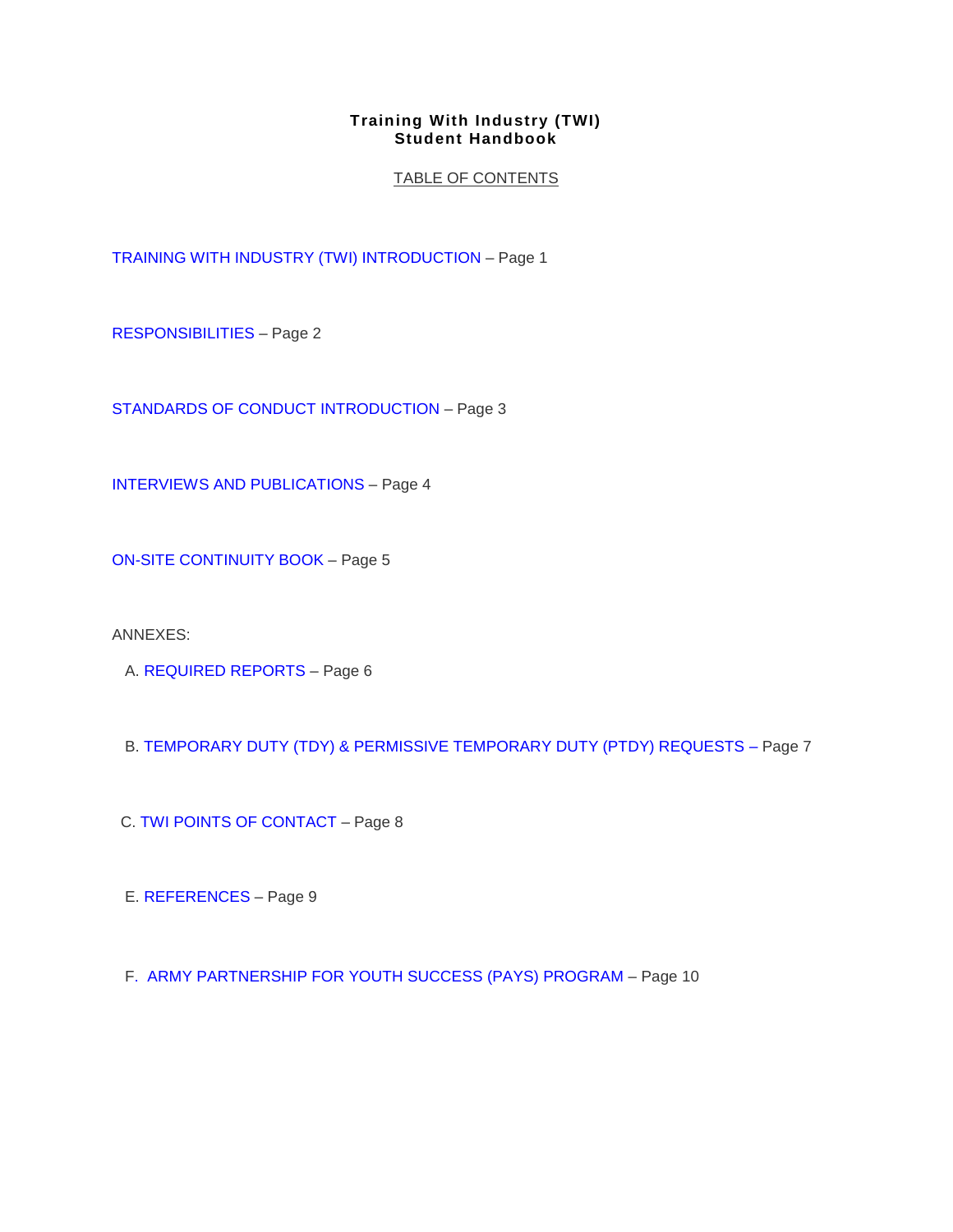# Training With Industry (TWI)
# Student Handbook

TABLE OF CONTENTS

TRAINING WITH INDUSTRY (TWI) INTRODUCTION – Page 1

RESPONSIBILITIES – Page 2

STANDARDS OF CONDUCT INTRODUCTION – Page 3

INTERVIEWS AND PUBLICATIONS – Page 4

ON-SITE CONTINUITY BOOK – Page 5

ANNEXES:

A. REQUIRED REPORTS – Page 6

B. TEMPORARY DUTY (TDY) & PERMISSIVE TEMPORARY DUTY (PTDY) REQUESTS – Page 7

C. TWI POINTS OF CONTACT – Page 8

E. REFERENCES – Page 9

F. ARMY PARTNERSHIP FOR YOUTH SUCCESS (PAYS) PROGRAM – Page 10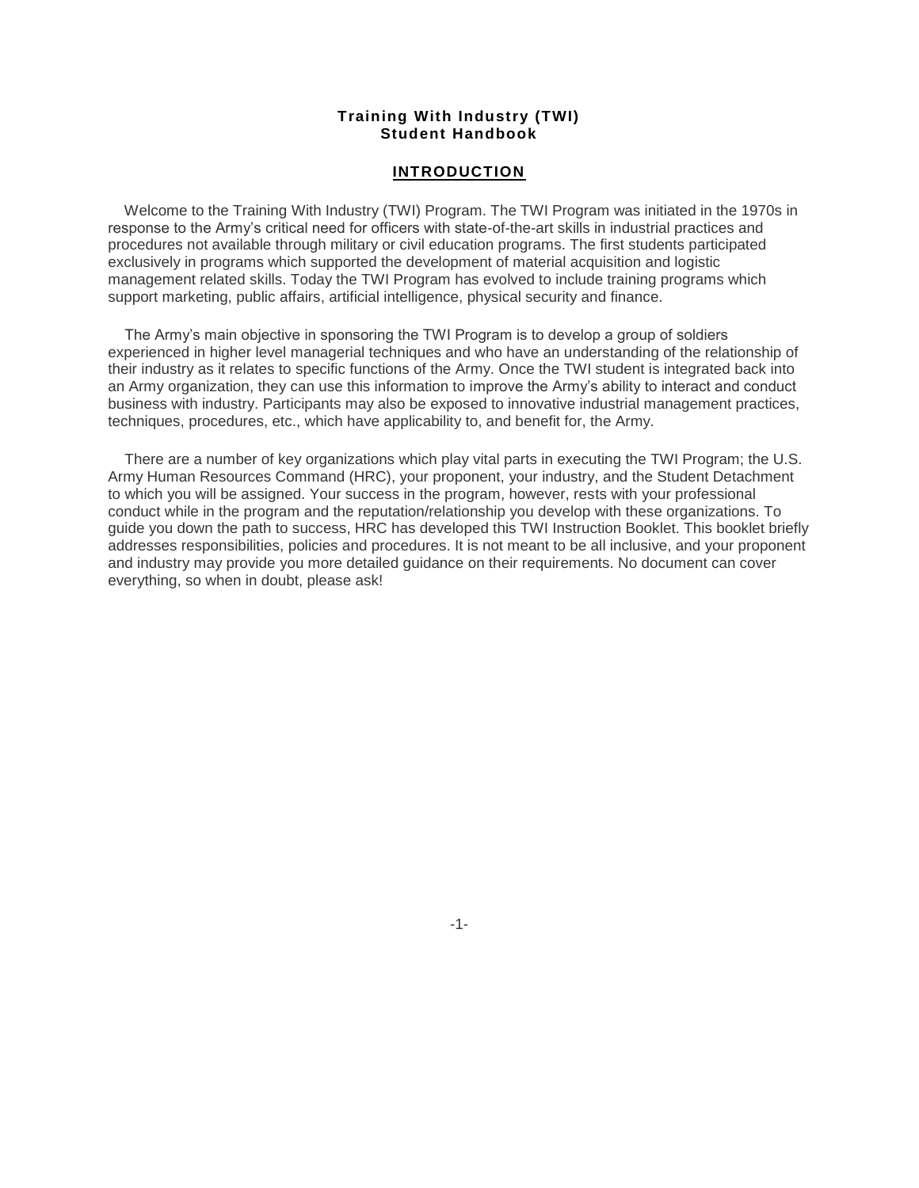# Training With Industry (TWI)
# Student Handbook

## INTRODUCTION

Welcome to the Training With Industry (TWI) Program. The TWI Program was initiated in the 1970s in response to the Army's critical need for officers with state-of-the-art skills in industrial practices and procedures not available through military or civil education programs. The first students participated exclusively in programs which supported the development of material acquisition and logistic management related skills. Today the TWI Program has evolved to include training programs which support marketing, public affairs, artificial intelligence, physical security and finance.

The Army's main objective in sponsoring the TWI Program is to develop a group of soldiers experienced in higher level managerial techniques and who have an understanding of the relationship of their industry as it relates to specific functions of the Army. Once the TWI student is integrated back into an Army organization, they can use this information to improve the Army's ability to interact and conduct business with industry. Participants may also be exposed to innovative industrial management practices, techniques, procedures, etc., which have applicability to, and benefit for, the Army.

There are a number of key organizations which play vital parts in executing the TWI Program; the U.S. Army Human Resources Command (HRC), your proponent, your industry, and the Student Detachment to which you will be assigned. Your success in the program, however, rests with your professional conduct while in the program and the reputation/relationship you develop with these organizations. To guide you down the path to success, HRC has developed this TWI Instruction Booklet. This booklet briefly addresses responsibilities, policies and procedures. It is not meant to be all inclusive, and your proponent and industry may provide you more detailed guidance on their requirements. No document can cover everything, so when in doubt, please ask!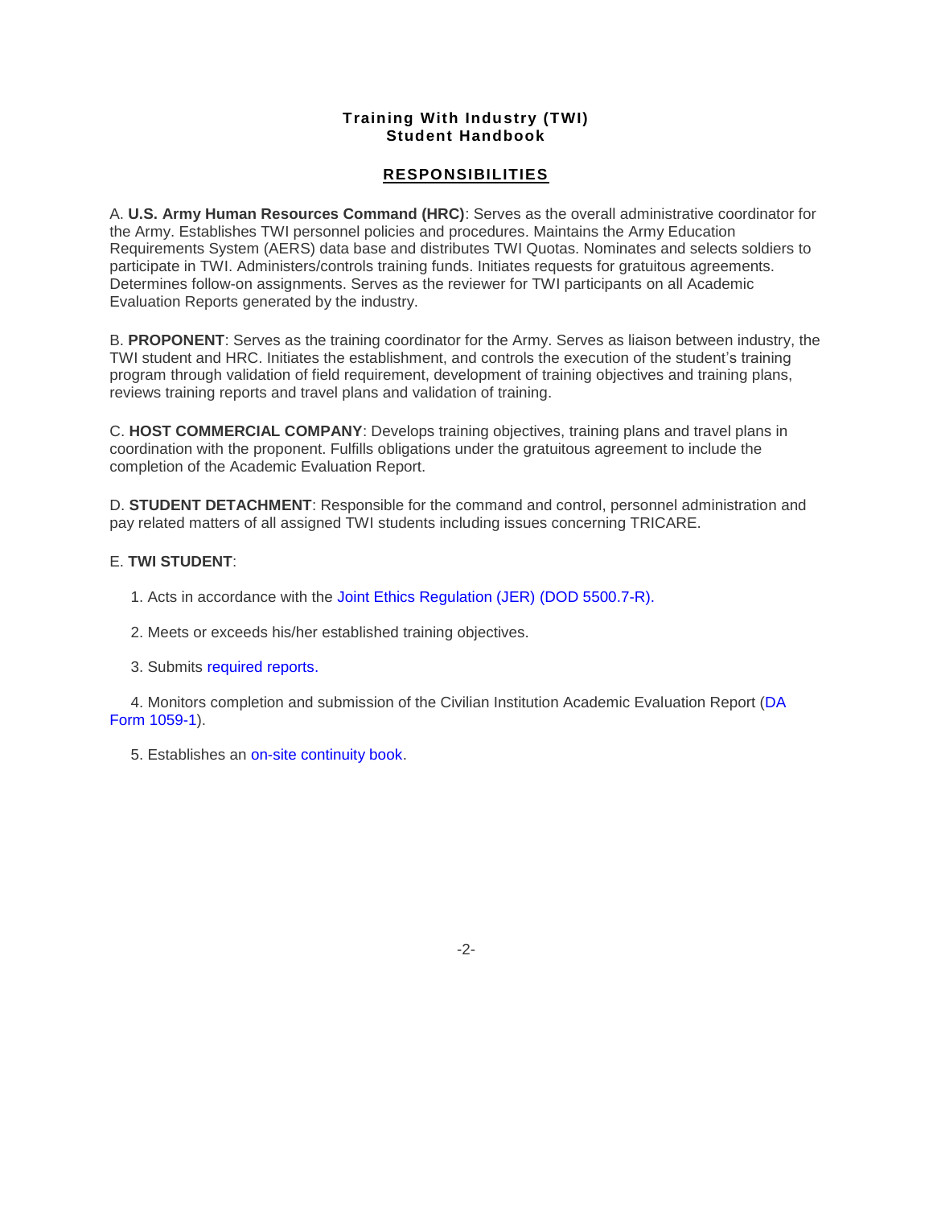# Training With Industry (TWI) Student Handbook

## RESPONSIBILITIES

A. **U.S. Army Human Resources Command (HRC)**: Serves as the overall administrative coordinator for the Army. Establishes TWI personnel policies and procedures. Maintains the Army Education Requirements System (AERS) data base and distributes TWI Quotas. Nominates and selects soldiers to participate in TWI. Administers/controls training funds. Initiates requests for gratuitous agreements. Determines follow-on assignments. Serves as the reviewer for TWI participants on all Academic Evaluation Reports generated by the industry.

B. **PROPONENT**: Serves as the training coordinator for the Army. Serves as liaison between industry, the TWI student and HRC. Initiates the establishment, and controls the execution of the student's training program through validation of field requirement, development of training objectives and training plans, reviews training reports and travel plans and validation of training.

C. **HOST COMMERCIAL COMPANY**: Develops training objectives, training plans and travel plans in coordination with the proponent. Fulfills obligations under the gratuitous agreement to include the completion of the Academic Evaluation Report.

D. **STUDENT DETACHMENT**: Responsible for the command and control, personnel administration and pay related matters of all assigned TWI students including issues concerning TRICARE.

E. **TWI STUDENT**:

1. Acts in accordance with the Joint Ethics Regulation (JER) (DOD 5500.7-R).

2. Meets or exceeds his/her established training objectives.

3. Submits required reports.

4. Monitors completion and submission of the Civilian Institution Academic Evaluation Report (DA Form 1059-1).

5. Establishes an on-site continuity book.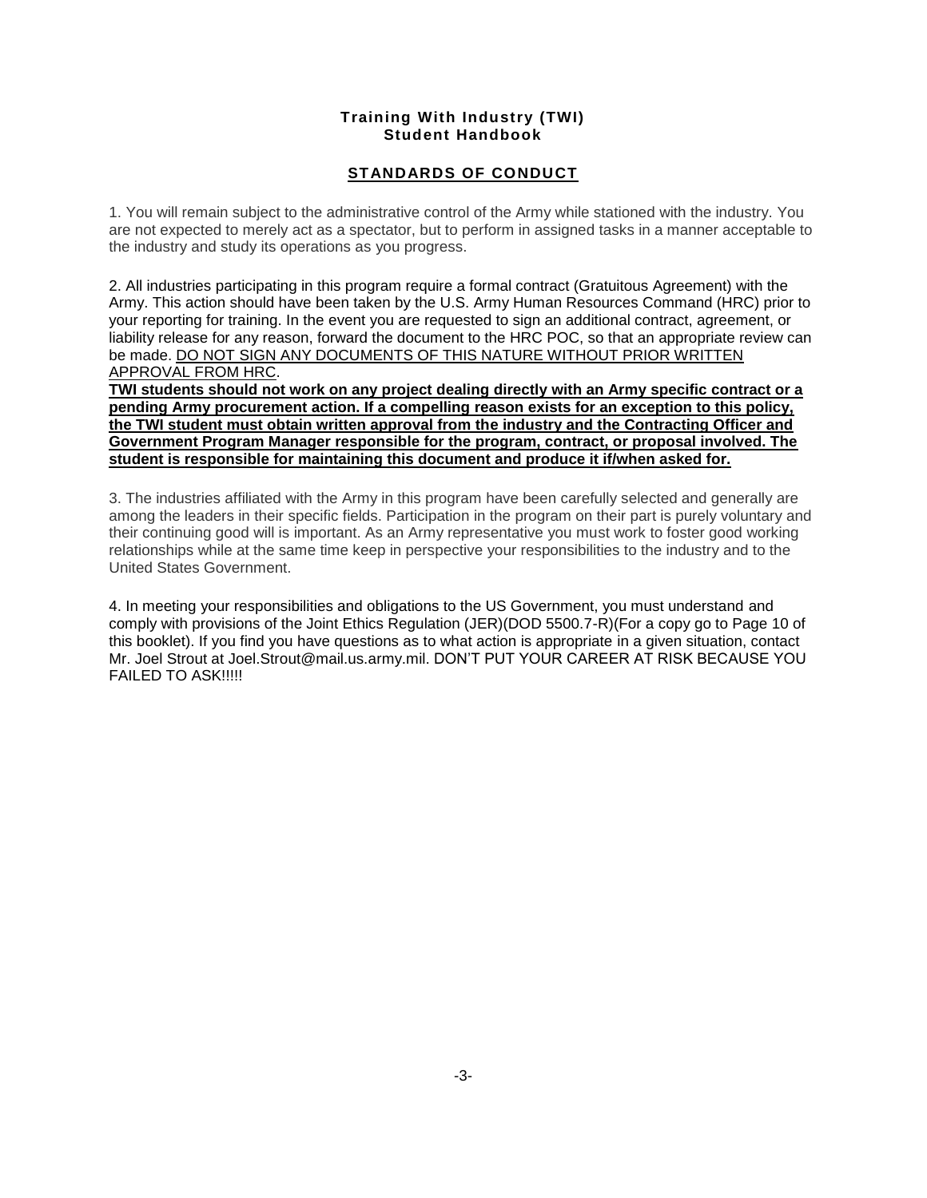**Training With Industry (TWI)**
**Student Handbook**

## STANDARDS OF CONDUCT

1. You will remain subject to the administrative control of the Army while stationed with the industry. You are not expected to merely act as a spectator, but to perform in assigned tasks in a manner acceptable to the industry and study its operations as you progress.

2. All industries participating in this program require a formal contract (Gratuitous Agreement) with the Army. This action should have been taken by the U.S. Army Human Resources Command (HRC) prior to your reporting for training. In the event you are requested to sign an additional contract, agreement, or liability release for any reason, forward the document to the HRC POC, so that an appropriate review can be made. <u>DO NOT SIGN ANY DOCUMENTS OF THIS NATURE WITHOUT PRIOR WRITTEN APPROVAL FROM HRC</u>.
<u>**TWI students should not work on any project dealing directly with an Army specific contract or a pending Army procurement action. If a compelling reason exists for an exception to this policy, the TWI student must obtain written approval from the industry and the Contracting Officer and Government Program Manager responsible for the program, contract, or proposal involved. The student is responsible for maintaining this document and produce it if/when asked for.**</u>

3. The industries affiliated with the Army in this program have been carefully selected and generally are among the leaders in their specific fields. Participation in the program on their part is purely voluntary and their continuing good will is important. As an Army representative you must work to foster good working relationships while at the same time keep in perspective your responsibilities to the industry and to the United States Government.

4. In meeting your responsibilities and obligations to the US Government, you must understand and comply with provisions of the Joint Ethics Regulation (JER)(DOD 5500.7-R)(For a copy go to Page 10 of this booklet). If you find you have questions as to what action is appropriate in a given situation, contact Mr. Joel Strout at Joel.Strout@mail.us.army.mil. DON'T PUT YOUR CAREER AT RISK BECAUSE YOU FAILED TO ASK!!!!!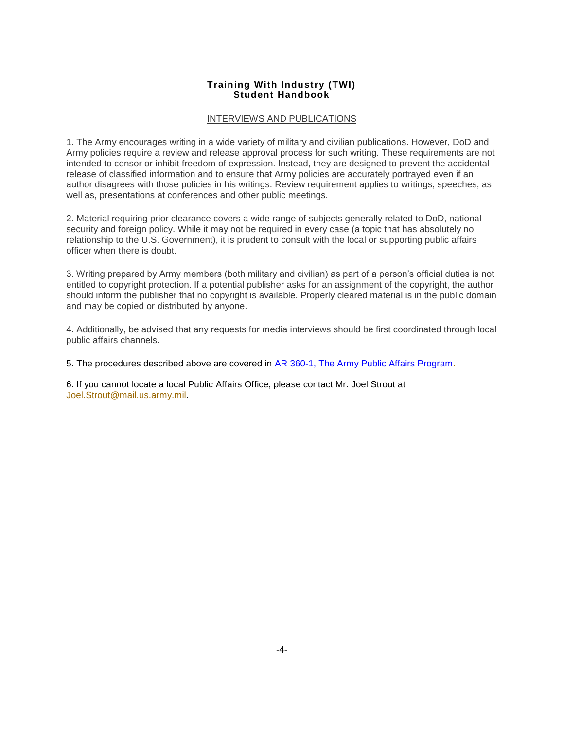**Training With Industry (TWI)**
**Student Handbook**

## INTERVIEWS AND PUBLICATIONS

1. The Army encourages writing in a wide variety of military and civilian publications. However, DoD and Army policies require a review and release approval process for such writing. These requirements are not intended to censor or inhibit freedom of expression. Instead, they are designed to prevent the accidental release of classified information and to ensure that Army policies are accurately portrayed even if an author disagrees with those policies in his writings. Review requirement applies to writings, speeches, as well as, presentations at conferences and other public meetings.

2. Material requiring prior clearance covers a wide range of subjects generally related to DoD, national security and foreign policy. While it may not be required in every case (a topic that has absolutely no relationship to the U.S. Government), it is prudent to consult with the local or supporting public affairs officer when there is doubt.

3. Writing prepared by Army members (both military and civilian) as part of a person's official duties is not entitled to copyright protection. If a potential publisher asks for an assignment of the copyright, the author should inform the publisher that no copyright is available. Properly cleared material is in the public domain and may be copied or distributed by anyone.

4. Additionally, be advised that any requests for media interviews should be first coordinated through local public affairs channels.

5. The procedures described above are covered in AR 360-1, The Army Public Affairs Program.

6. If you cannot locate a local Public Affairs Office, please contact Mr. Joel Strout at Joel.Strout@mail.us.army.mil.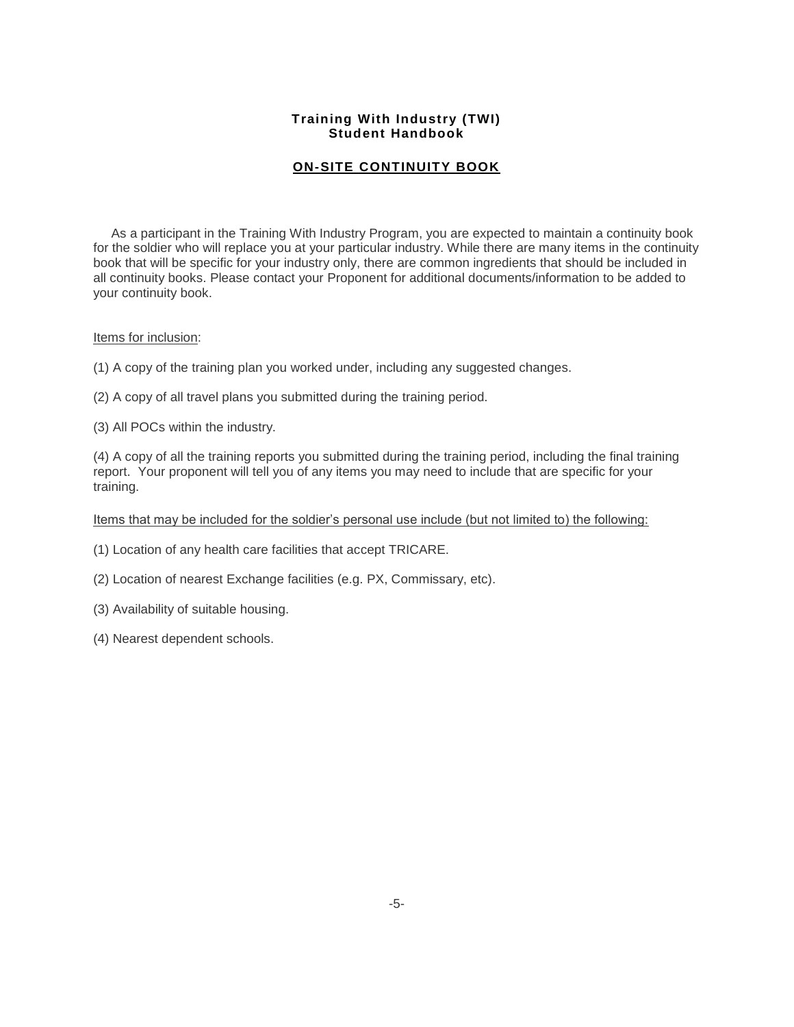**Training With Industry (TWI)**
**Student Handbook**

## ON-SITE CONTINUITY BOOK

As a participant in the Training With Industry Program, you are expected to maintain a continuity book for the soldier who will replace you at your particular industry. While there are many items in the continuity book that will be specific for your industry only, there are common ingredients that should be included in all continuity books. Please contact your Proponent for additional documents/information to be added to your continuity book.

Items for inclusion:

(1) A copy of the training plan you worked under, including any suggested changes.

(2) A copy of all travel plans you submitted during the training period.

(3) All POCs within the industry.

(4) A copy of all the training reports you submitted during the training period, including the final training report. Your proponent will tell you of any items you may need to include that are specific for your training.

Items that may be included for the soldier's personal use include (but not limited to) the following:

(1) Location of any health care facilities that accept TRICARE.

(2) Location of nearest Exchange facilities (e.g. PX, Commissary, etc).

(3) Availability of suitable housing.

(4) Nearest dependent schools.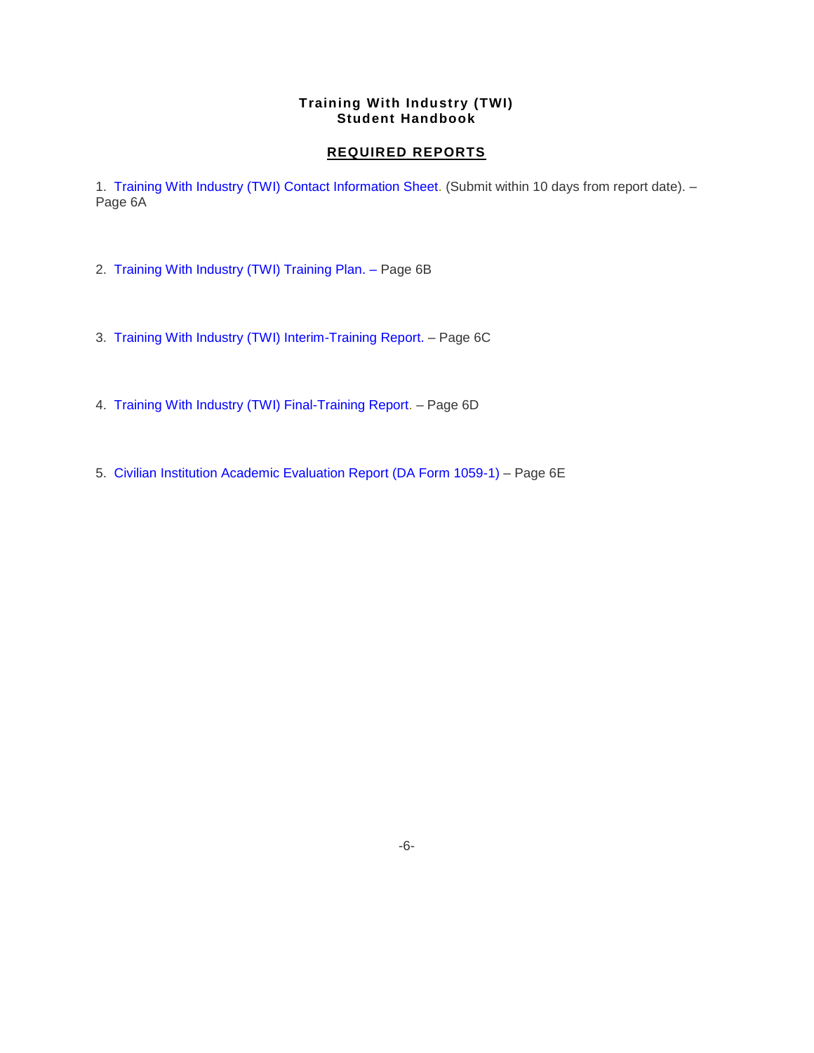**Training With Industry (TWI)**
**Student Handbook**

## REQUIRED REPORTS

1. Training With Industry (TWI) Contact Information Sheet. (Submit within 10 days from report date). – Page 6A

2. Training With Industry (TWI) Training Plan. – Page 6B

3. Training With Industry (TWI) Interim-Training Report. – Page 6C

4. Training With Industry (TWI) Final-Training Report. – Page 6D

5. Civilian Institution Academic Evaluation Report (DA Form 1059-1) – Page 6E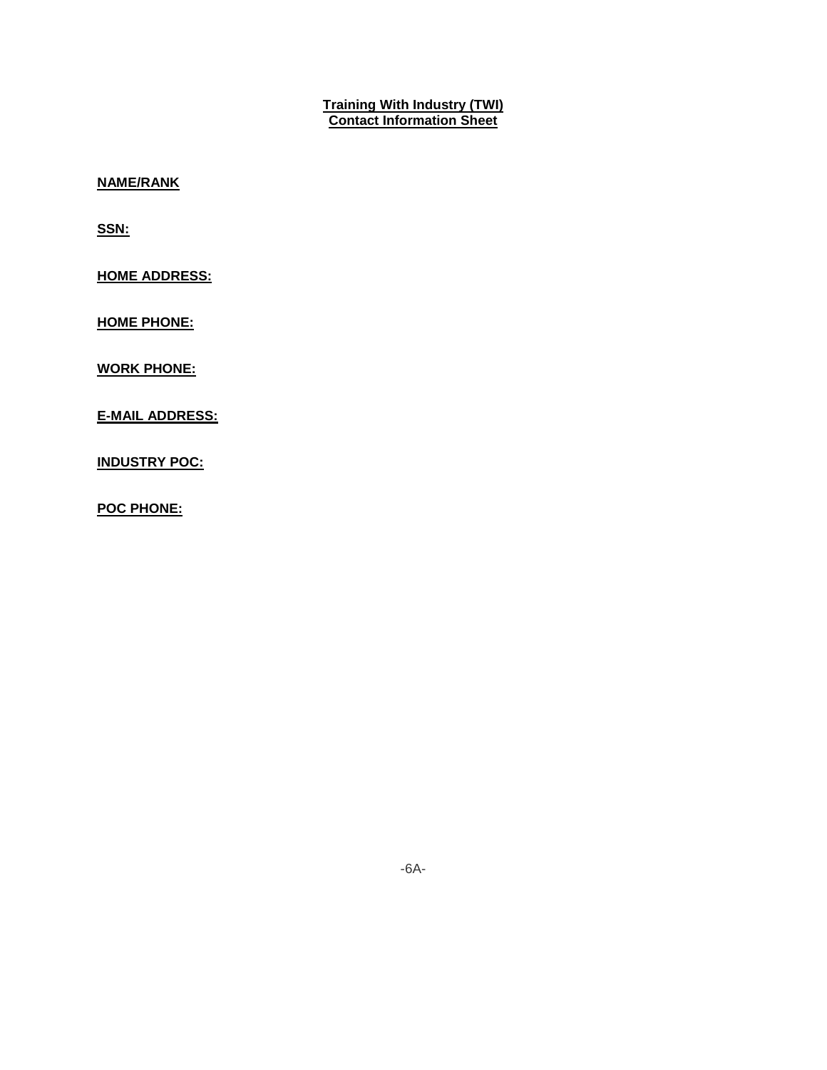**Training With Industry (TWI)**
**Contact Information Sheet**

**NAME/RANK**

**SSN:**

**HOME ADDRESS:**

**HOME PHONE:**

**WORK PHONE:**

**E-MAIL ADDRESS:**

**INDUSTRY POC:**

**POC PHONE:**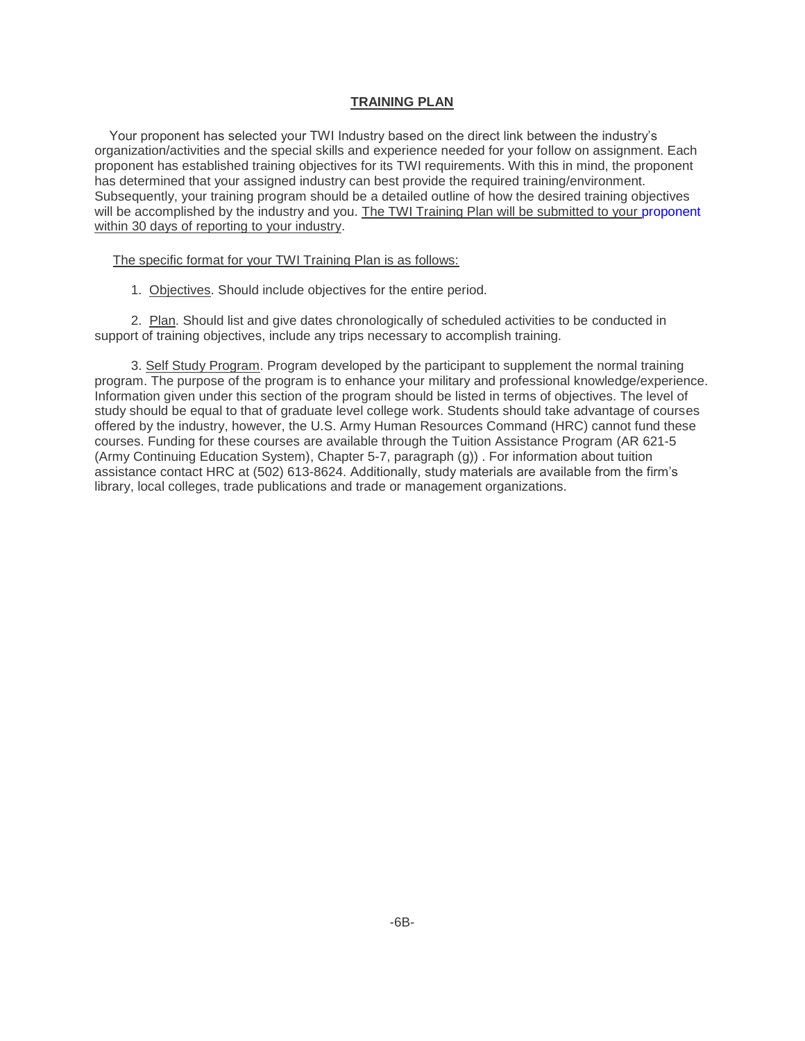# TRAINING PLAN

Your proponent has selected your TWI Industry based on the direct link between the industry's organization/activities and the special skills and experience needed for your follow on assignment. Each proponent has established training objectives for its TWI requirements. With this in mind, the proponent has determined that your assigned industry can best provide the required training/environment. Subsequently, your training program should be a detailed outline of how the desired training objectives will be accomplished by the industry and you. The TWI Training Plan will be submitted to your proponent within 30 days of reporting to your industry.

The specific format for your TWI Training Plan is as follows:

1. Objectives. Should include objectives for the entire period.

2. Plan. Should list and give dates chronologically of scheduled activities to be conducted in support of training objectives, include any trips necessary to accomplish training.

3. Self Study Program. Program developed by the participant to supplement the normal training program. The purpose of the program is to enhance your military and professional knowledge/experience. Information given under this section of the program should be listed in terms of objectives. The level of study should be equal to that of graduate level college work. Students should take advantage of courses offered by the industry, however, the U.S. Army Human Resources Command (HRC) cannot fund these courses. Funding for these courses are available through the Tuition Assistance Program (AR 621-5 (Army Continuing Education System), Chapter 5-7, paragraph (g)) . For information about tuition assistance contact HRC at (502) 613-8624. Additionally, study materials are available from the firm's library, local colleges, trade publications and trade or management organizations.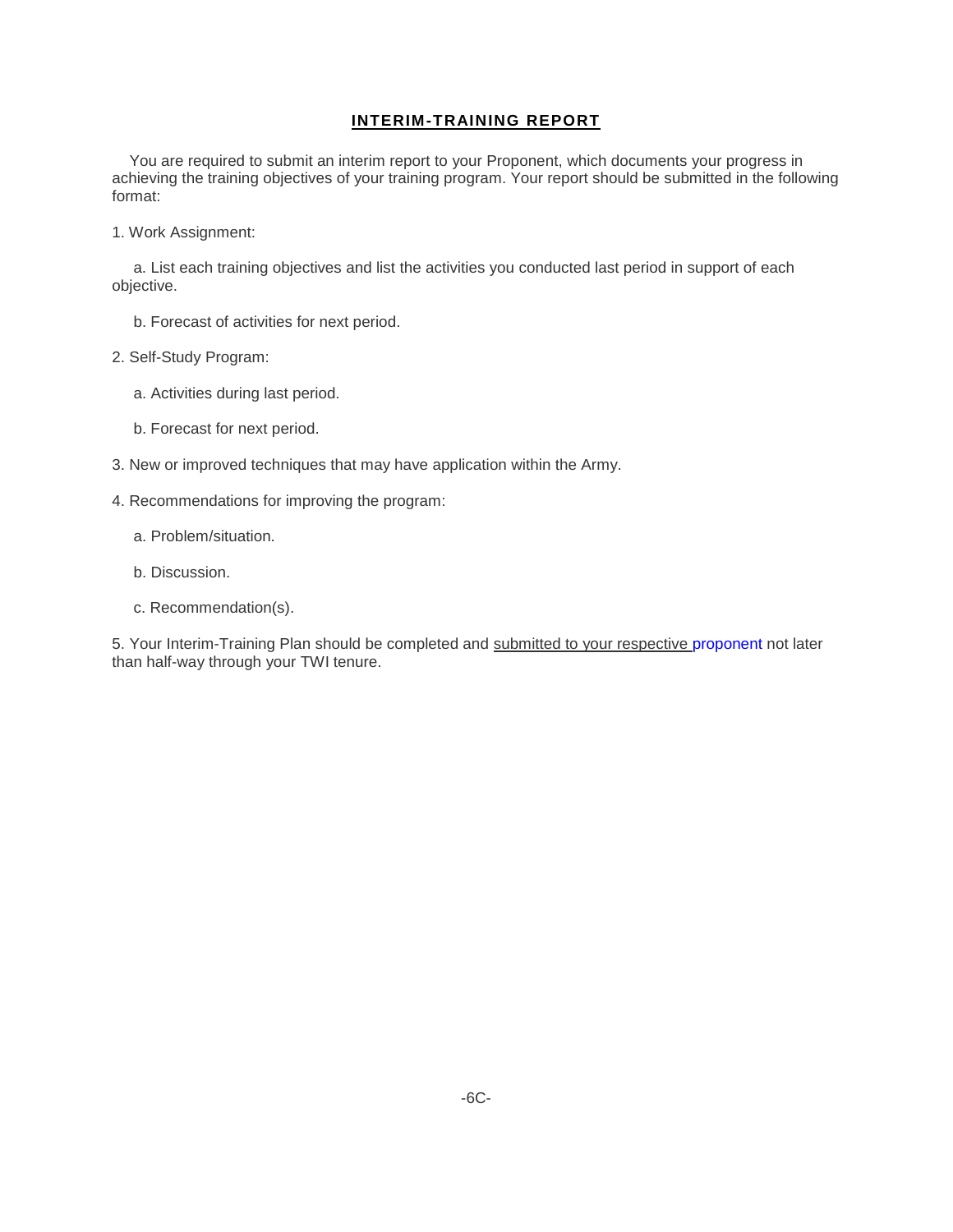## INTERIM-TRAINING REPORT

You are required to submit an interim report to your Proponent, which documents your progress in achieving the training objectives of your training program. Your report should be submitted in the following format:

1. Work Assignment:

   a. List each training objectives and list the activities you conducted last period in support of each objective.

   b. Forecast of activities for next period.

2. Self-Study Program:

   a. Activities during last period.

   b. Forecast for next period.

3. New or improved techniques that may have application within the Army.

4. Recommendations for improving the program:

   a. Problem/situation.

   b. Discussion.

   c. Recommendation(s).

5. Your Interim-Training Plan should be completed and submitted to your respective proponent not later than half-way through your TWI tenure.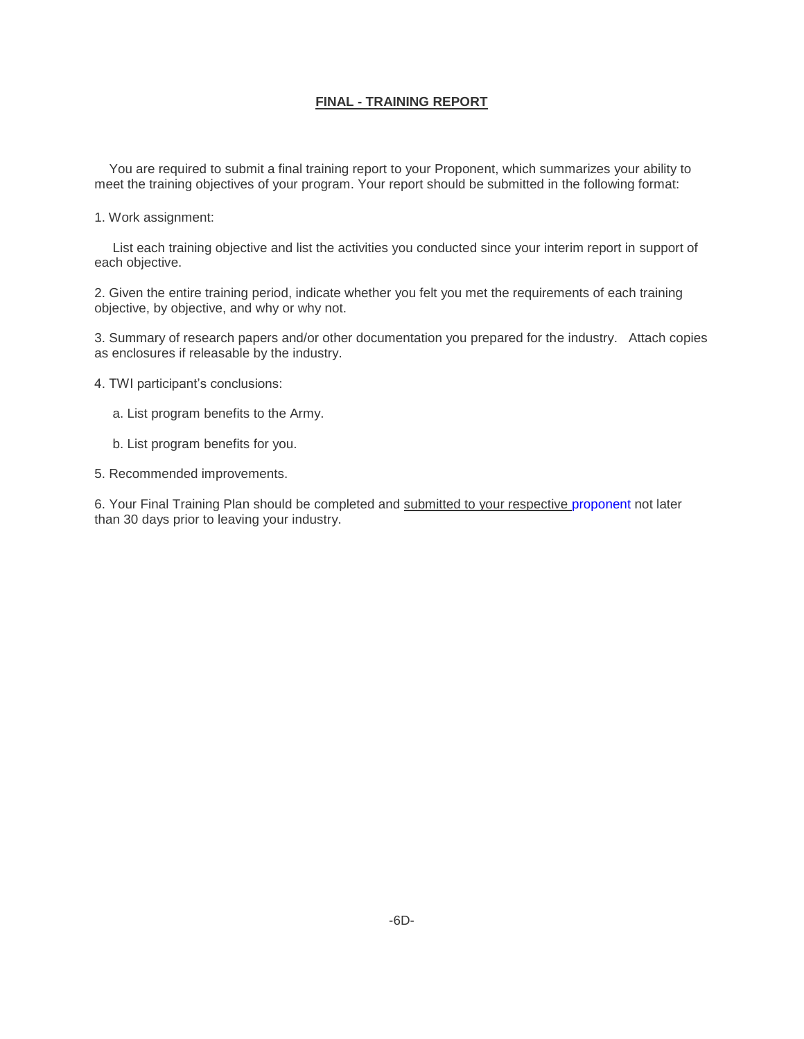## FINAL - TRAINING REPORT

You are required to submit a final training report to your Proponent, which summarizes your ability to meet the training objectives of your program. Your report should be submitted in the following format:

1. Work assignment:

   List each training objective and list the activities you conducted since your interim report in support of each objective.

2. Given the entire training period, indicate whether you felt you met the requirements of each training objective, by objective, and why or why not.

3. Summary of research papers and/or other documentation you prepared for the industry. Attach copies as enclosures if releasable by the industry.

4. TWI participant's conclusions:

   a. List program benefits to the Army.

   b. List program benefits for you.

5. Recommended improvements.

6. Your Final Training Plan should be completed and submitted to your respective proponent not later than 30 days prior to leaving your industry.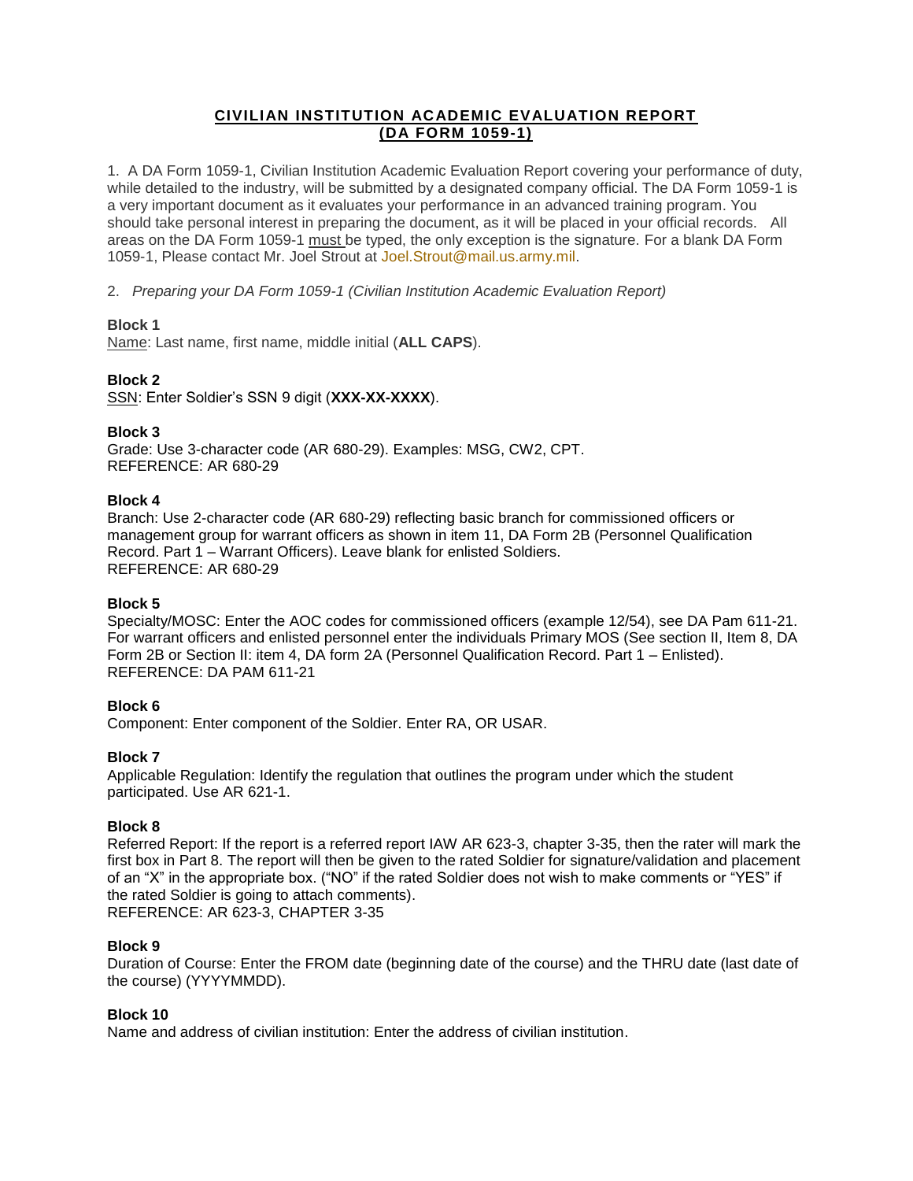# CIVILIAN INSTITUTION ACADEMIC EVALUATION REPORT (DA FORM 1059-1)

1. A DA Form 1059-1, Civilian Institution Academic Evaluation Report covering your performance of duty, while detailed to the industry, will be submitted by a designated company official. The DA Form 1059-1 is a very important document as it evaluates your performance in an advanced training program. You should take personal interest in preparing the document, as it will be placed in your official records. All areas on the DA Form 1059-1 must be typed, the only exception is the signature. For a blank DA Form 1059-1, Please contact Mr. Joel Strout at Joel.Strout@mail.us.army.mil.

2. *Preparing your DA Form 1059-1 (Civilian Institution Academic Evaluation Report)*

**Block 1**
Name: Last name, first name, middle initial (**ALL CAPS**).

**Block 2**
SSN: Enter Soldier's SSN 9 digit (**XXX-XX-XXXX**).

**Block 3**
Grade: Use 3-character code (AR 680-29). Examples: MSG, CW2, CPT.
REFERENCE: AR 680-29

**Block 4**
Branch: Use 2-character code (AR 680-29) reflecting basic branch for commissioned officers or management group for warrant officers as shown in item 11, DA Form 2B (Personnel Qualification Record. Part 1 – Warrant Officers). Leave blank for enlisted Soldiers.
REFERENCE: AR 680-29

**Block 5**
Specialty/MOSC: Enter the AOC codes for commissioned officers (example 12/54), see DA Pam 611-21. For warrant officers and enlisted personnel enter the individuals Primary MOS (See section II, Item 8, DA Form 2B or Section II: item 4, DA form 2A (Personnel Qualification Record. Part 1 – Enlisted).
REFERENCE: DA PAM 611-21

**Block 6**
Component: Enter component of the Soldier. Enter RA, OR USAR.

**Block 7**
Applicable Regulation: Identify the regulation that outlines the program under which the student participated. Use AR 621-1.

**Block 8**
Referred Report: If the report is a referred report IAW AR 623-3, chapter 3-35, then the rater will mark the first box in Part 8. The report will then be given to the rated Soldier for signature/validation and placement of an "X" in the appropriate box. ("NO" if the rated Soldier does not wish to make comments or "YES" if the rated Soldier is going to attach comments).
REFERENCE: AR 623-3, CHAPTER 3-35

**Block 9**
Duration of Course: Enter the FROM date (beginning date of the course) and the THRU date (last date of the course) (YYYYMMDD).

**Block 10**
Name and address of civilian institution: Enter the address of civilian institution.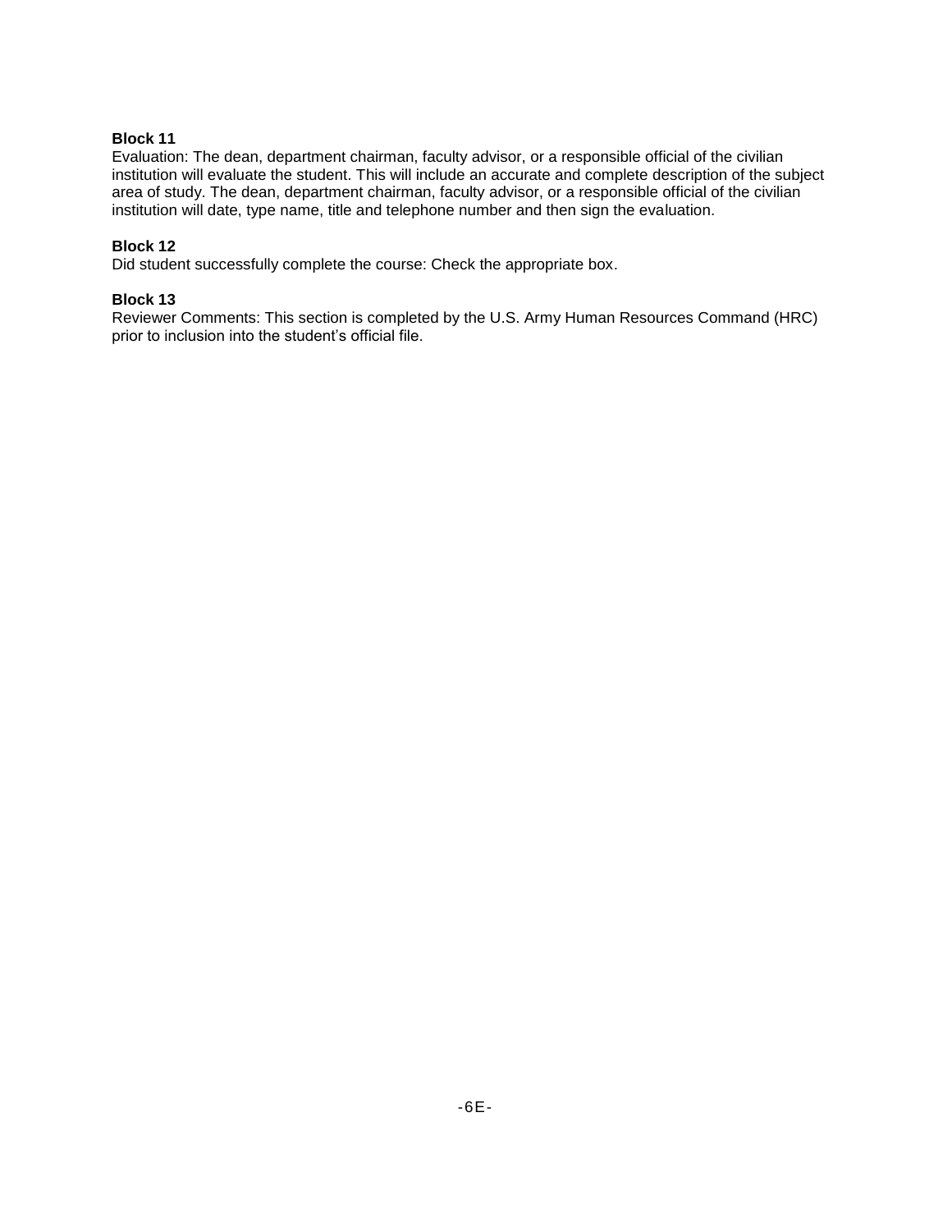**Block 11**

Evaluation: The dean, department chairman, faculty advisor, or a responsible official of the civilian institution will evaluate the student. This will include an accurate and complete description of the subject area of study. The dean, department chairman, faculty advisor, or a responsible official of the civilian institution will date, type name, title and telephone number and then sign the evaluation.

**Block 12**

Did student successfully complete the course: Check the appropriate box.

**Block 13**

Reviewer Comments: This section is completed by the U.S. Army Human Resources Command (HRC) prior to inclusion into the student's official file.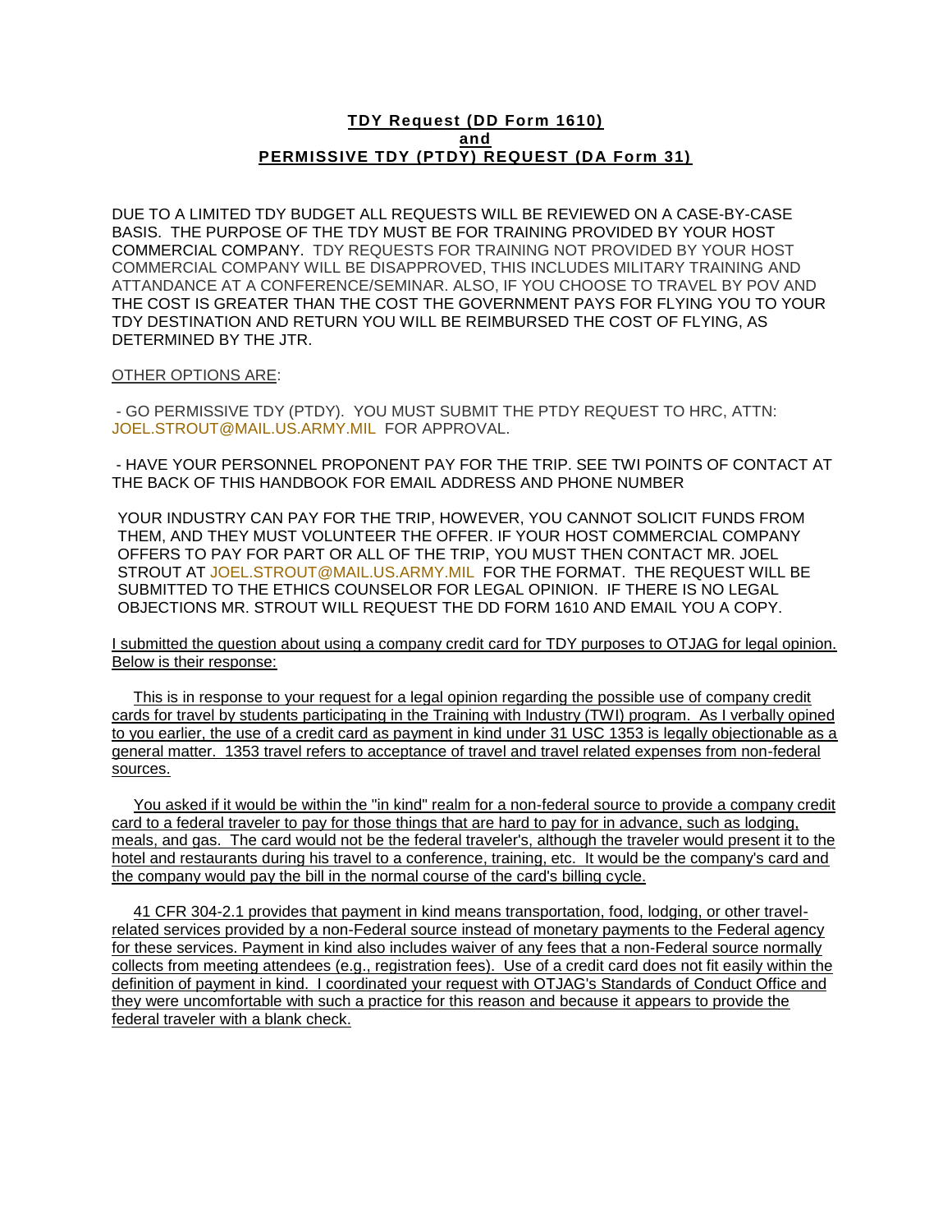## TDY Request (DD Form 1610) and PERMISSIVE TDY (PTDY) REQUEST (DA Form 31)

DUE TO A LIMITED TDY BUDGET ALL REQUESTS WILL BE REVIEWED ON A CASE-BY-CASE BASIS. THE PURPOSE OF THE TDY MUST BE FOR TRAINING PROVIDED BY YOUR HOST COMMERCIAL COMPANY. TDY REQUESTS FOR TRAINING NOT PROVIDED BY YOUR HOST COMMERCIAL COMPANY WILL BE DISAPPROVED, THIS INCLUDES MILITARY TRAINING AND ATTENDANCE AT A CONFERENCE/SEMINAR. ALSO, IF YOU CHOOSE TO TRAVEL BY POV AND THE COST IS GREATER THAN THE COST THE GOVERNMENT PAYS FOR FLYING YOU TO YOUR TDY DESTINATION AND RETURN YOU WILL BE REIMBURSED THE COST OF FLYING, AS DETERMINED BY THE JTR.

OTHER OPTIONS ARE:

- GO PERMISSIVE TDY (PTDY). YOU MUST SUBMIT THE PTDY REQUEST TO HRC, ATTN: JOEL.STROUT@MAIL.US.ARMY.MIL FOR APPROVAL.

- HAVE YOUR PERSONNEL PROPONENT PAY FOR THE TRIP. SEE TWI POINTS OF CONTACT AT THE BACK OF THIS HANDBOOK FOR EMAIL ADDRESS AND PHONE NUMBER

YOUR INDUSTRY CAN PAY FOR THE TRIP, HOWEVER, YOU CANNOT SOLICIT FUNDS FROM THEM, AND THEY MUST VOLUNTEER THE OFFER. IF YOUR HOST COMMERCIAL COMPANY OFFERS TO PAY FOR PART OR ALL OF THE TRIP, YOU MUST THEN CONTACT MR. JOEL STROUT AT JOEL.STROUT@MAIL.US.ARMY.MIL FOR THE FORMAT. THE REQUEST WILL BE SUBMITTED TO THE ETHICS COUNSELOR FOR LEGAL OPINION. IF THERE IS NO LEGAL OBJECTIONS MR. STROUT WILL REQUEST THE DD FORM 1610 AND EMAIL YOU A COPY.

I submitted the question about using a company credit card for TDY purposes to OTJAG for legal opinion. Below is their response:

This is in response to your request for a legal opinion regarding the possible use of company credit cards for travel by students participating in the Training with Industry (TWI) program. As I verbally opined to you earlier, the use of a credit card as payment in kind under 31 USC 1353 is legally objectionable as a general matter. 1353 travel refers to acceptance of travel and travel related expenses from non-federal sources.

You asked if it would be within the "in kind" realm for a non-federal source to provide a company credit card to a federal traveler to pay for those things that are hard to pay for in advance, such as lodging, meals, and gas. The card would not be the federal traveler's, although the traveler would present it to the hotel and restaurants during his travel to a conference, training, etc. It would be the company's card and the company would pay the bill in the normal course of the card's billing cycle.

41 CFR 304-2.1 provides that payment in kind means transportation, food, lodging, or other travel-related services provided by a non-Federal source instead of monetary payments to the Federal agency for these services. Payment in kind also includes waiver of any fees that a non-Federal source normally collects from meeting attendees (e.g., registration fees). Use of a credit card does not fit easily within the definition of payment in kind. I coordinated your request with OTJAG's Standards of Conduct Office and they were uncomfortable with such a practice for this reason and because it appears to provide the federal traveler with a blank check.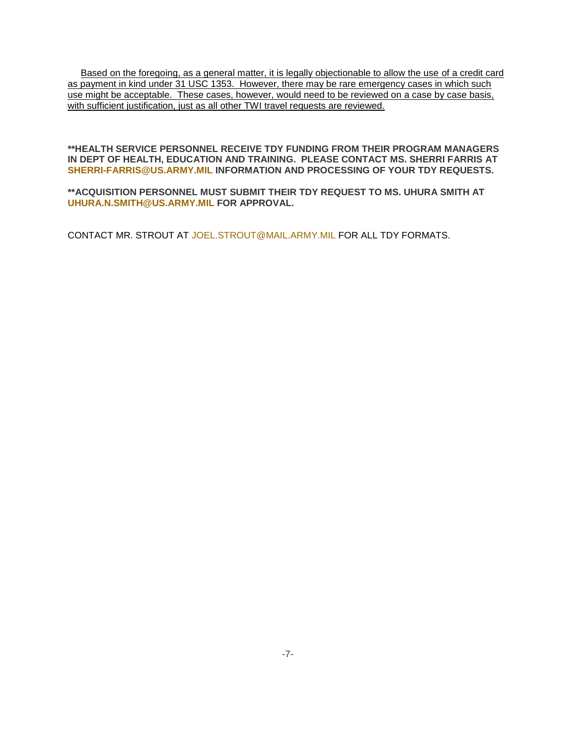<u>Based on the foregoing, as a general matter, it is legally objectionable to allow the use of a credit card as payment in kind under 31 USC 1353. However, there may be rare emergency cases in which such use might be acceptable. These cases, however, would need to be reviewed on a case by case basis, with sufficient justification, just as all other TWI travel requests are reviewed.</u>

**\*\*HEALTH SERVICE PERSONNEL RECEIVE TDY FUNDING FROM THEIR PROGRAM MANAGERS IN DEPT OF HEALTH, EDUCATION AND TRAINING. PLEASE CONTACT MS. SHERRI FARRIS AT SHERRI-FARRIS@US.ARMY.MIL INFORMATION AND PROCESSING OF YOUR TDY REQUESTS.**

**\*\*ACQUISITION PERSONNEL MUST SUBMIT THEIR TDY REQUEST TO MS. UHURA SMITH AT UHURA.N.SMITH@US.ARMY.MIL FOR APPROVAL.**

CONTACT MR. STROUT AT JOEL.STROUT@MAIL.ARMY.MIL FOR ALL TDY FORMATS.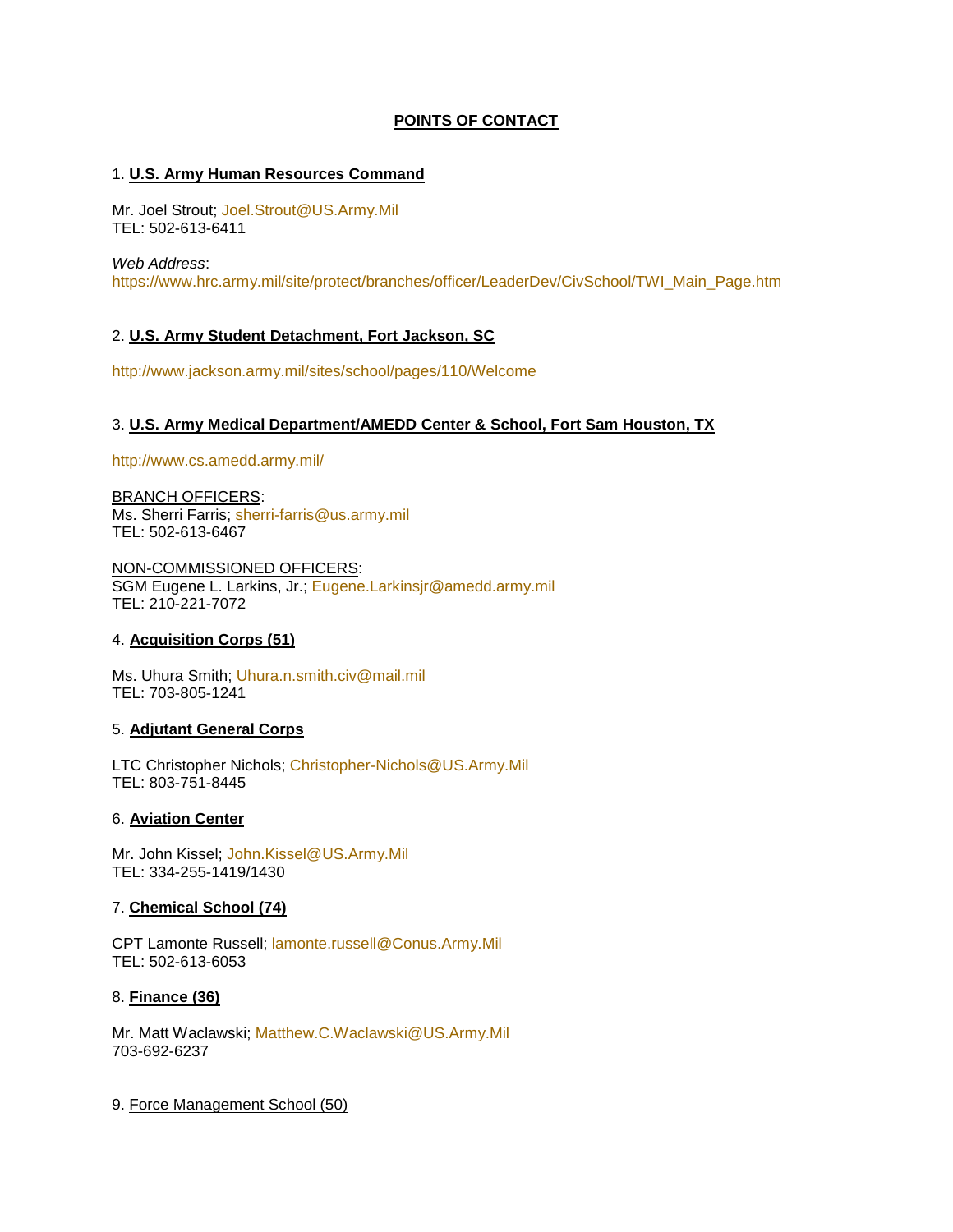## POINTS OF CONTACT

1. **U.S. Army Human Resources Command**

Mr. Joel Strout; Joel.Strout@US.Army.Mil
TEL: 502-613-6411

*Web Address*:
https://www.hrc.army.mil/site/protect/branches/officer/LeaderDev/CivSchool/TWI_Main_Page.htm

2. **U.S. Army Student Detachment, Fort Jackson, SC**

http://www.jackson.army.mil/sites/school/pages/110/Welcome

3. **U.S. Army Medical Department/AMEDD Center & School, Fort Sam Houston, TX**

http://www.cs.amedd.army.mil/

BRANCH OFFICERS:
Ms. Sherri Farris; sherri-farris@us.army.mil
TEL: 502-613-6467

NON-COMMISSIONED OFFICERS:
SGM Eugene L. Larkins, Jr.; Eugene.Larkinsjr@amedd.army.mil
TEL: 210-221-7072

4. **Acquisition Corps (51)**

Ms. Uhura Smith; Uhura.n.smith.civ@mail.mil
TEL: 703-805-1241

5. **Adjutant General Corps**

LTC Christopher Nichols; Christopher-Nichols@US.Army.Mil
TEL: 803-751-8445

6. **Aviation Center**

Mr. John Kissel; John.Kissel@US.Army.Mil
TEL: 334-255-1419/1430

7. **Chemical School (74)**

CPT Lamonte Russell; lamonte.russell@Conus.Army.Mil
TEL: 502-613-6053

8. **Finance (36)**

Mr. Matt Waclawski; Matthew.C.Waclawski@US.Army.Mil
703-692-6237

9. Force Management School (50)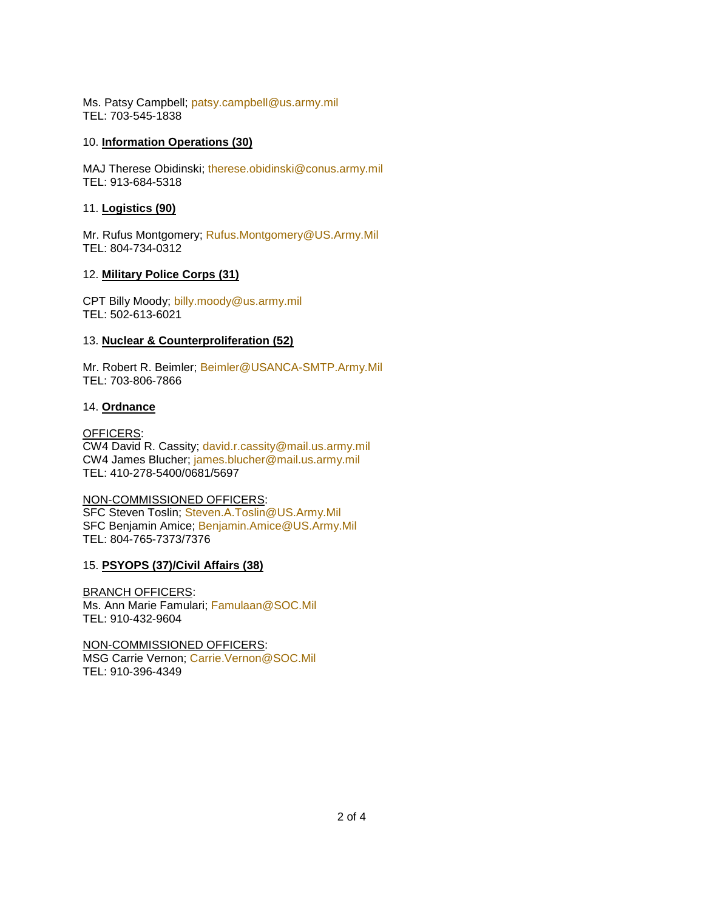Ms. Patsy Campbell; patsy.campbell@us.army.mil
TEL: 703-545-1838

10. **Information Operations (30)**

MAJ Therese Obidinski; therese.obidinski@conus.army.mil
TEL: 913-684-5318

11. **Logistics (90)**

Mr. Rufus Montgomery; Rufus.Montgomery@US.Army.Mil
TEL: 804-734-0312

12. **Military Police Corps (31)**

CPT Billy Moody; billy.moody@us.army.mil
TEL: 502-613-6021

13. **Nuclear & Counterproliferation (52)**

Mr. Robert R. Beimler; Beimler@USANCA-SMTP.Army.Mil
TEL: 703-806-7866

14. **Ordnance**

OFFICERS:
CW4 David R. Cassity; david.r.cassity@mail.us.army.mil
CW4 James Blucher; james.blucher@mail.us.army.mil
TEL: 410-278-5400/0681/5697

NON-COMMISSIONED OFFICERS:
SFC Steven Toslin; Steven.A.Toslin@US.Army.Mil
SFC Benjamin Amice; Benjamin.Amice@US.Army.Mil
TEL: 804-765-7373/7376

15. **PSYOPS (37)/Civil Affairs (38)**

BRANCH OFFICERS:
Ms. Ann Marie Famulari; Famulaan@SOC.Mil
TEL: 910-432-9604

NON-COMMISSIONED OFFICERS:
MSG Carrie Vernon; Carrie.Vernon@SOC.Mil
TEL: 910-396-4349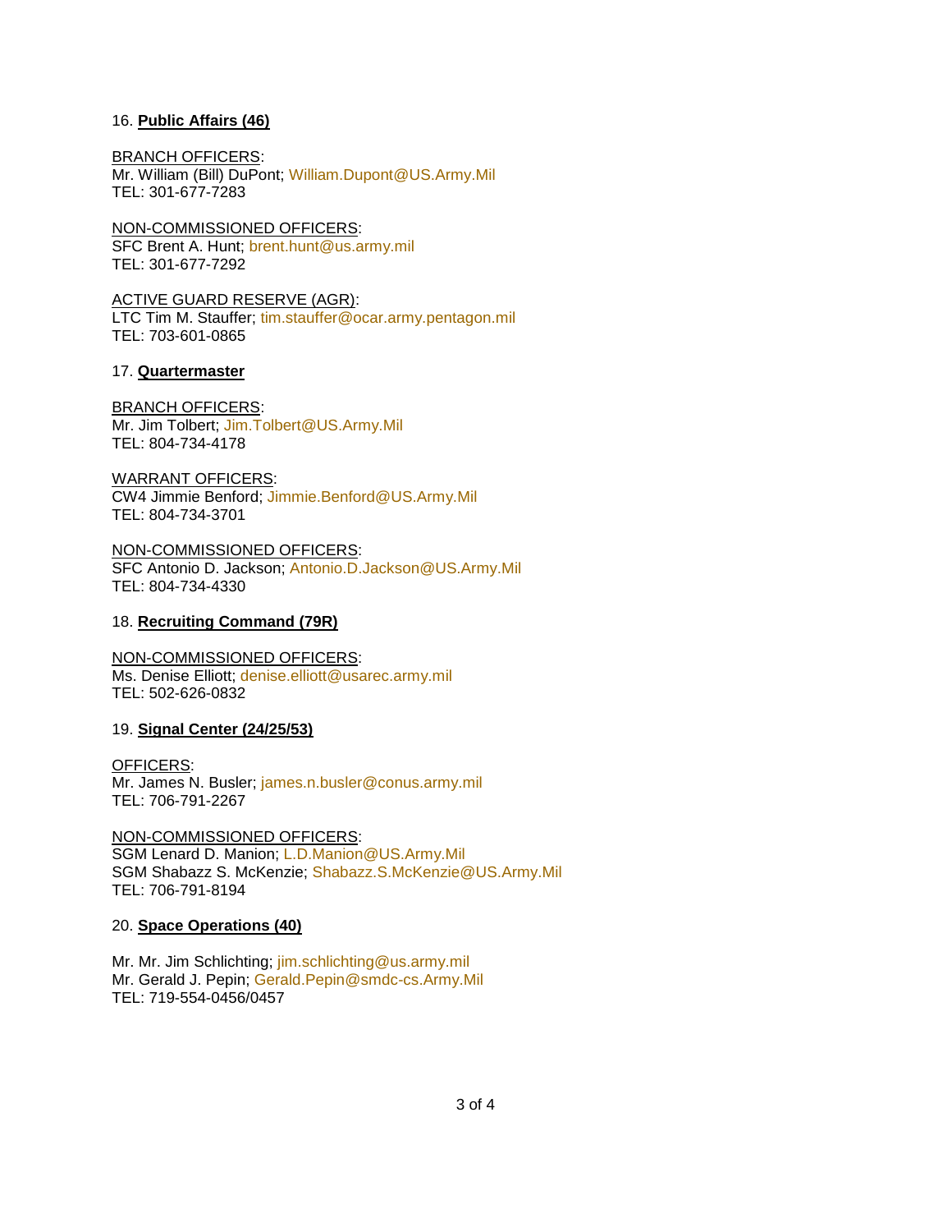16. **Public Affairs (46)**

BRANCH OFFICERS:
Mr. William (Bill) DuPont; William.Dupont@US.Army.Mil
TEL: 301-677-7283

NON-COMMISSIONED OFFICERS:
SFC Brent A. Hunt; brent.hunt@us.army.mil
TEL: 301-677-7292

ACTIVE GUARD RESERVE (AGR):
LTC Tim M. Stauffer; tim.stauffer@ocar.army.pentagon.mil
TEL: 703-601-0865

17. **Quartermaster**

BRANCH OFFICERS:
Mr. Jim Tolbert; Jim.Tolbert@US.Army.Mil
TEL: 804-734-4178

WARRANT OFFICERS:
CW4 Jimmie Benford; Jimmie.Benford@US.Army.Mil
TEL: 804-734-3701

NON-COMMISSIONED OFFICERS:
SFC Antonio D. Jackson; Antonio.D.Jackson@US.Army.Mil
TEL: 804-734-4330

18. **Recruiting Command (79R)**

NON-COMMISSIONED OFFICERS:
Ms. Denise Elliott; denise.elliott@usarec.army.mil
TEL: 502-626-0832

19. **Signal Center (24/25/53)**

OFFICERS:
Mr. James N. Busler; james.n.busler@conus.army.mil
TEL: 706-791-2267

NON-COMMISSIONED OFFICERS:
SGM Lenard D. Manion; L.D.Manion@US.Army.Mil
SGM Shabazz S. McKenzie; Shabazz.S.McKenzie@US.Army.Mil
TEL: 706-791-8194

20. **Space Operations (40)**

Mr. Mr. Jim Schlichting; jim.schlichting@us.army.mil
Mr. Gerald J. Pepin; Gerald.Pepin@smdc-cs.Army.Mil
TEL: 719-554-0456/0457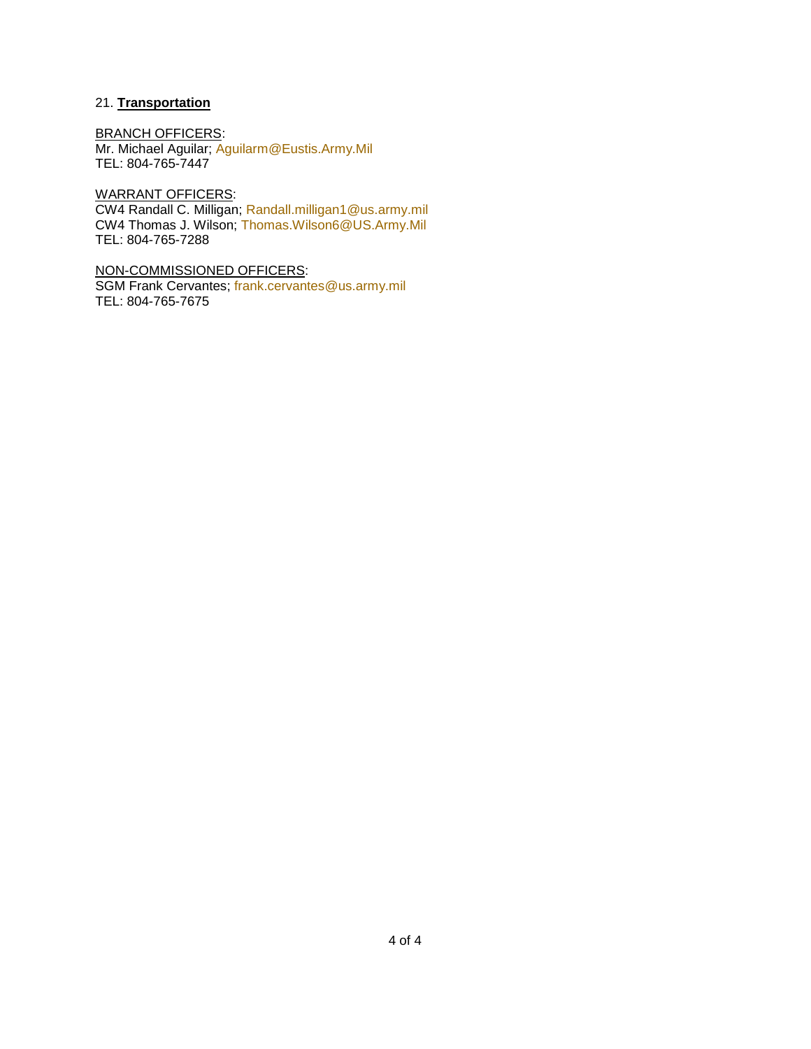21. **Transportation**

BRANCH OFFICERS:
Mr. Michael Aguilar; Aguilarm@Eustis.Army.Mil
TEL: 804-765-7447

WARRANT OFFICERS:
CW4 Randall C. Milligan; Randall.milligan1@us.army.mil
CW4 Thomas J. Wilson; Thomas.Wilson6@US.Army.Mil
TEL: 804-765-7288

NON-COMMISSIONED OFFICERS:
SGM Frank Cervantes; frank.cervantes@us.army.mil
TEL: 804-765-7675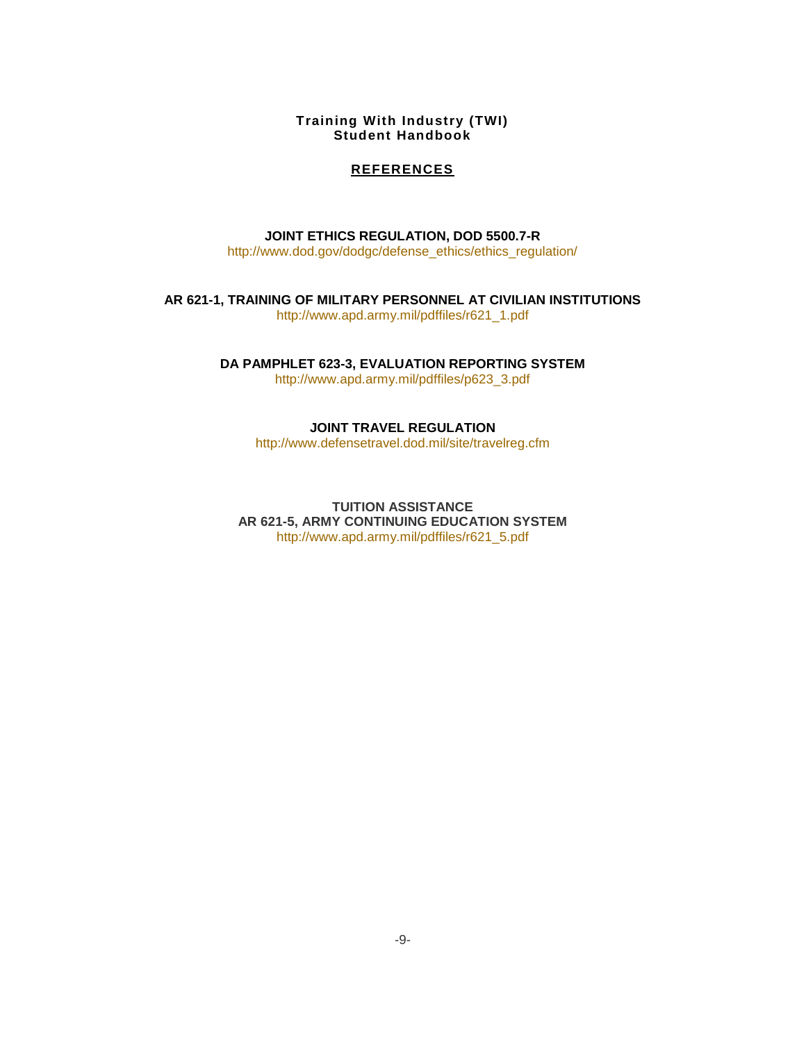**Training With Industry (TWI)**
**Student Handbook**

## REFERENCES

**JOINT ETHICS REGULATION, DOD 5500.7-R**
http://www.dod.gov/dodgc/defense_ethics/ethics_regulation/

**AR 621-1, TRAINING OF MILITARY PERSONNEL AT CIVILIAN INSTITUTIONS**
http://www.apd.army.mil/pdffiles/r621_1.pdf

**DA PAMPHLET 623-3, EVALUATION REPORTING SYSTEM**
http://www.apd.army.mil/pdffiles/p623_3.pdf

**JOINT TRAVEL REGULATION**
http://www.defensetravel.dod.mil/site/travelreg.cfm

**TUITION ASSISTANCE**
**AR 621-5, ARMY CONTINUING EDUCATION SYSTEM**
http://www.apd.army.mil/pdffiles/r621_5.pdf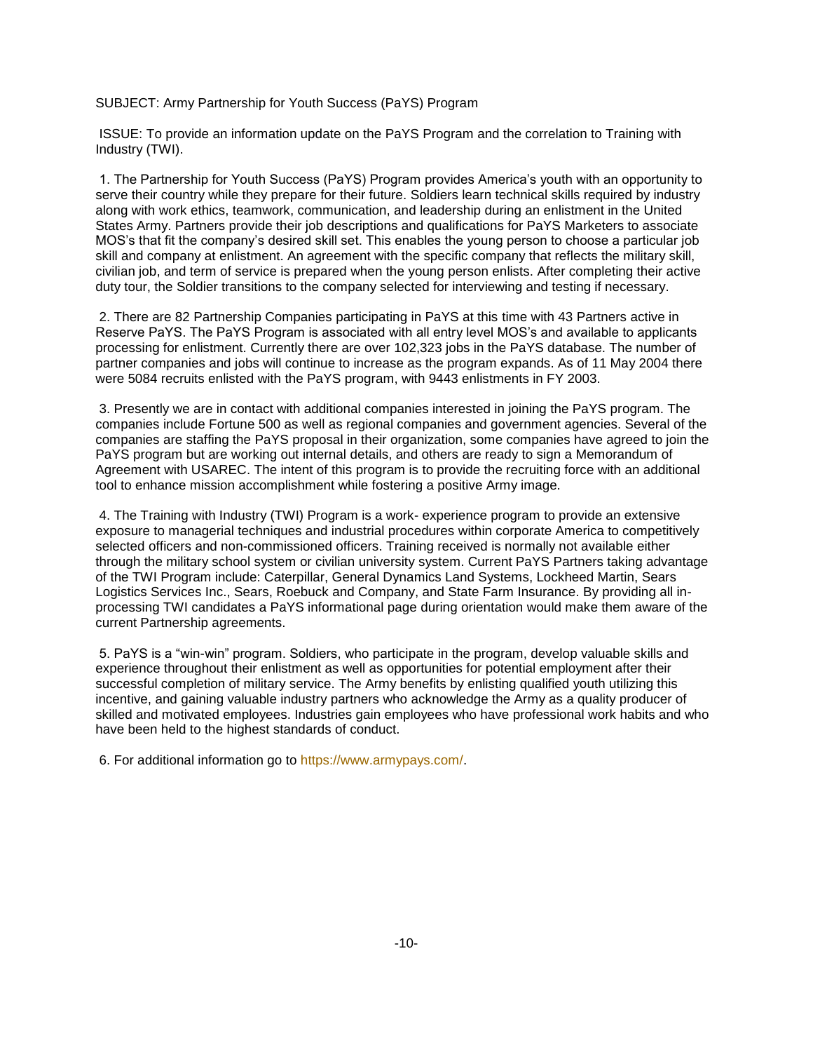SUBJECT: Army Partnership for Youth Success (PaYS) Program

ISSUE: To provide an information update on the PaYS Program and the correlation to Training with Industry (TWI).

1. The Partnership for Youth Success (PaYS) Program provides America's youth with an opportunity to serve their country while they prepare for their future. Soldiers learn technical skills required by industry along with work ethics, teamwork, communication, and leadership during an enlistment in the United States Army. Partners provide their job descriptions and qualifications for PaYS Marketers to associate MOS's that fit the company's desired skill set. This enables the young person to choose a particular job skill and company at enlistment. An agreement with the specific company that reflects the military skill, civilian job, and term of service is prepared when the young person enlists. After completing their active duty tour, the Soldier transitions to the company selected for interviewing and testing if necessary.

2. There are 82 Partnership Companies participating in PaYS at this time with 43 Partners active in Reserve PaYS. The PaYS Program is associated with all entry level MOS's and available to applicants processing for enlistment. Currently there are over 102,323 jobs in the PaYS database. The number of partner companies and jobs will continue to increase as the program expands. As of 11 May 2004 there were 5084 recruits enlisted with the PaYS program, with 9443 enlistments in FY 2003.

3. Presently we are in contact with additional companies interested in joining the PaYS program. The companies include Fortune 500 as well as regional companies and government agencies. Several of the companies are staffing the PaYS proposal in their organization, some companies have agreed to join the PaYS program but are working out internal details, and others are ready to sign a Memorandum of Agreement with USAREC. The intent of this program is to provide the recruiting force with an additional tool to enhance mission accomplishment while fostering a positive Army image.

4. The Training with Industry (TWI) Program is a work- experience program to provide an extensive exposure to managerial techniques and industrial procedures within corporate America to competitively selected officers and non-commissioned officers. Training received is normally not available either through the military school system or civilian university system. Current PaYS Partners taking advantage of the TWI Program include: Caterpillar, General Dynamics Land Systems, Lockheed Martin, Sears Logistics Services Inc., Sears, Roebuck and Company, and State Farm Insurance. By providing all in-processing TWI candidates a PaYS informational page during orientation would make them aware of the current Partnership agreements.

5. PaYS is a "win-win" program. Soldiers, who participate in the program, develop valuable skills and experience throughout their enlistment as well as opportunities for potential employment after their successful completion of military service. The Army benefits by enlisting qualified youth utilizing this incentive, and gaining valuable industry partners who acknowledge the Army as a quality producer of skilled and motivated employees. Industries gain employees who have professional work habits and who have been held to the highest standards of conduct.

6. For additional information go to https://www.armypays.com/.